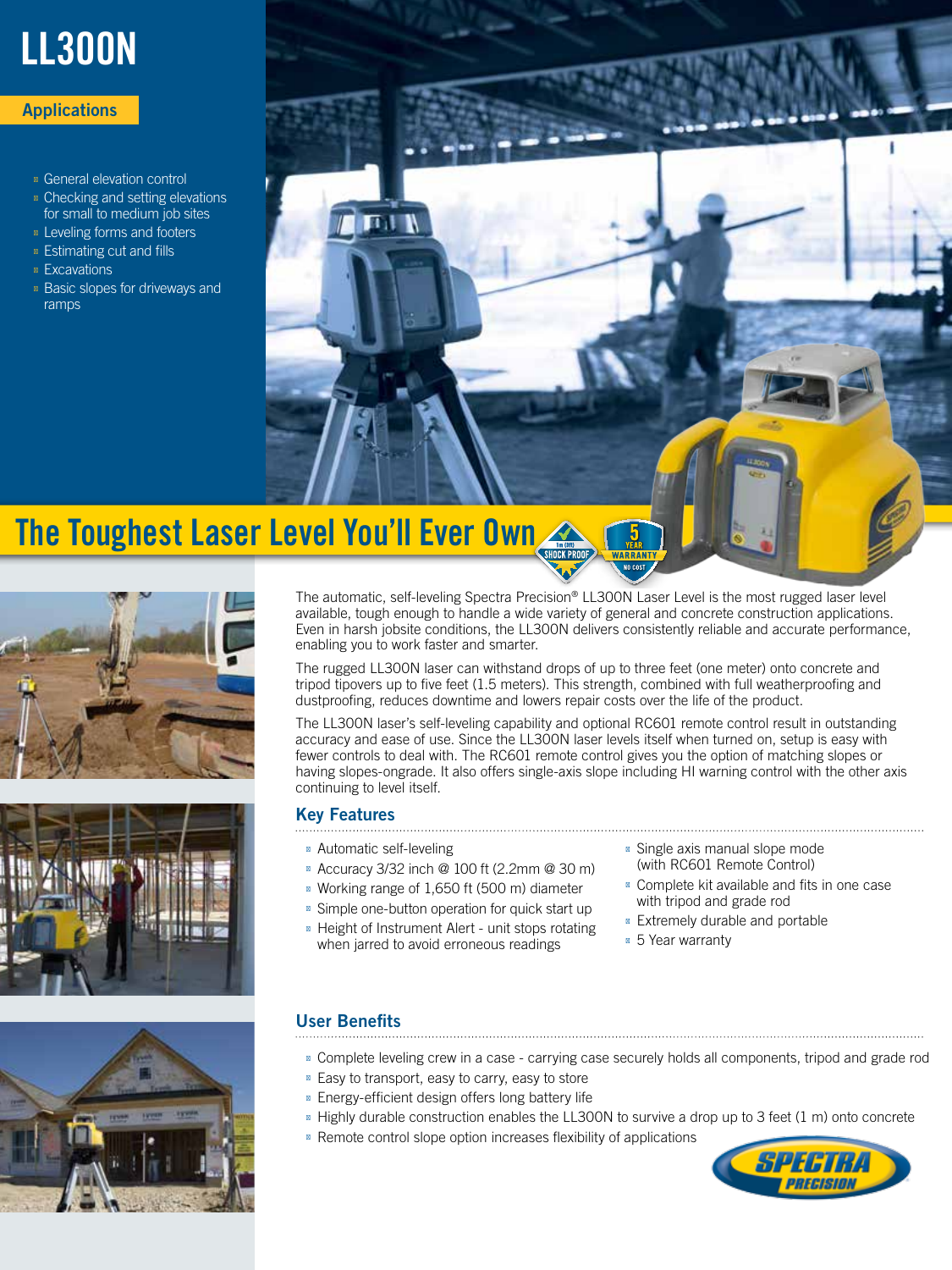# LL300N

## Applications

- General elevation control
- Checking and setting elevations for small to medium job sites
- Leveling forms and footers
- Estimating cut and fills
- Excavations
- Basic slopes for driveways and ramps

## The Toughest Laser Level You'll Ever Own

The automatic, self-leveling Spectra Precision® LL300N Laser Level is the most rugged laser level available, tough enough to handle a wide variety of general and concrete construction applications. Even in harsh jobsite conditions, the LL300N delivers consistently reliable and accurate performance, enabling you to work faster and smarter.

The rugged LL300N laser can withstand drops of up to three feet (one meter) onto concrete and tripod tipovers up to five feet (1.5 meters). This strength, combined with full weatherproofing and dustproofing, reduces downtime and lowers repair costs over the life of the product.

The LL300N laser's self-leveling capability and optional RC601 remote control result in outstanding accuracy and ease of use. Since the LL300N laser levels itself when turned on, setup is easy with fewer controls to deal with. The RC601 remote control gives you the option of matching slopes or having slopes-ongrade. It also offers single-axis slope including HI warning control with the other axis continuing to level itself.

### Key Features

- Automatic self-leveling
- Accuracy 3/32 inch @ 100 ft (2.2mm @ 30 m)
- Working range of 1,650 ft (500 m) diameter
- Simple one-button operation for quick start up
- Height of Instrument Alert - unit stops rotating when jarred to avoid erroneous readings
- Single axis manual slope mode (with RC601 Remote Control)
- Complete kit available and fits in one case with tripod and grade rod
- Extremely durable and portable
- 5 Year warranty

### User Benefits

- Complete leveling crew in a case - carrying case securely holds all components, tripod and grade rod
- Easy to transport, easy to carry, easy to store
- Energy-efficient design offers long battery life
- Highly durable construction enables the LL300N to survive a drop up to 3 feet (1 m) onto concrete
- Remote control slope option increases flexibility of applications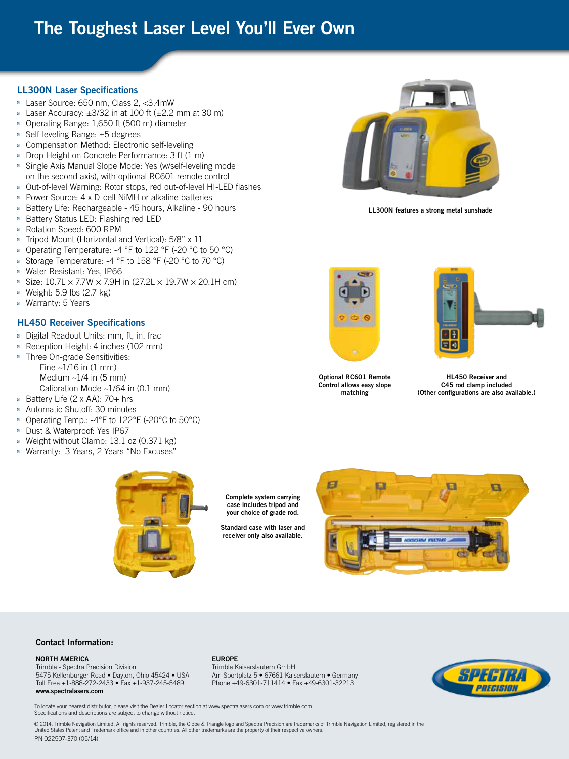# The Toughest Laser Level You'll Ever Own

## LL300N Laser Specifications

- Laser Source: 650 nm, Class 2, <3,4mW
- Laser Accuracy: ±3/32 in at 100 ft (±2.2 mm at 30 m)
- Operating Range: 1,650 ft (500 m) diameter
- Self-leveling Range: ±5 degrees
- Compensation Method: Electronic self-leveling
- Drop Height on Concrete Performance: 3 ft (1 m)
- Single Axis Manual Slope Mode: Yes (w/self-leveling mode on the second axis), with optional RC601 remote control
- Out-of-level Warning: Rotor stops, red out-of-level HI-LED flashes
- Power Source: 4 x D-cell NiMH or alkaline batteries
- Battery Life: Rechargeable - 45 hours, Alkaline - 90 hours
- Battery Status LED: Flashing red LED
- Rotation Speed: 600 RPM
- Tripod Mount (Horizontal and Vertical): 5/8" x 11
- Operating Temperature: -4 °F to 122 °F (-20 °C to 50 °C)
- Storage Temperature: -4 °F to 158 °F (-20 °C to 70 °C)
- Water Resistant: Yes, IP66
- Size: 10.7L × 7.7W × 7.9H in (27.2L × 19.7W × 20.1H cm)
- Weight: 5.9 lbs (2,7 kg)
- Warranty: 5 Years

LL300N features a strong metal sunshade

## HL450 Receiver Specifications

- Digital Readout Units: mm, ft, in, frac
- Reception Height: 4 inches (102 mm)
- Three On-grade Sensitivities:
  - Fine ~1/16 in (1 mm)
  - Medium ~1/4 in (5 mm)
  - Calibration Mode ~1/64 in (0.1 mm)
- Battery Life (2 x AA): 70+ hrs
- Automatic Shutoff: 30 minutes
- Operating Temp.: -4°F to 122°F (-20°C to 50°C)
- Dust & Waterproof: Yes IP67
- Weight without Clamp: 13.1 oz (0.371 kg)
- Warranty: 3 Years, 2 Years "No Excuses"

**Optional RC601 Remote Control allows easy slope matching**

**HL450 Receiver and C45 rod clamp included (Other configurations are also available.)**

**Complete system carrying case includes tripod and your choice of grade rod.**

**Standard case with laser and receiver only also available.**

### Contact Information:

**NORTH AMERICA**
Trimble - Spectra Precision Division
5475 Kellenburger Road • Dayton, Ohio 45424 • USA
Toll Free +1-888-272-2433 • Fax +1-937-245-5489
**www.spectralasers.com**

**EUROPE**
Trimble Kaiserslautern GmbH
Am Sportplatz 5 • 67661 Kaiserslautern • Germany
Phone +49-6301-711414 • Fax +49-6301-32213

SPECTRA PRECISION

To locate your nearest distributor, please visit the Dealer Locator section at www.spectralasers.com or www.trimble.com
Specifications and descriptions are subject to change without notice.

© 2014, Trimble Navigation Limited. All rights reserved. Trimble, the Globe & Triangle logo and Spectra Precision are trademarks of Trimble Navigation Limited, registered in the United States Patent and Trademark office and in other countries. All other trademarks are the property of their respective owners.

PN 022507-370 (05/14)